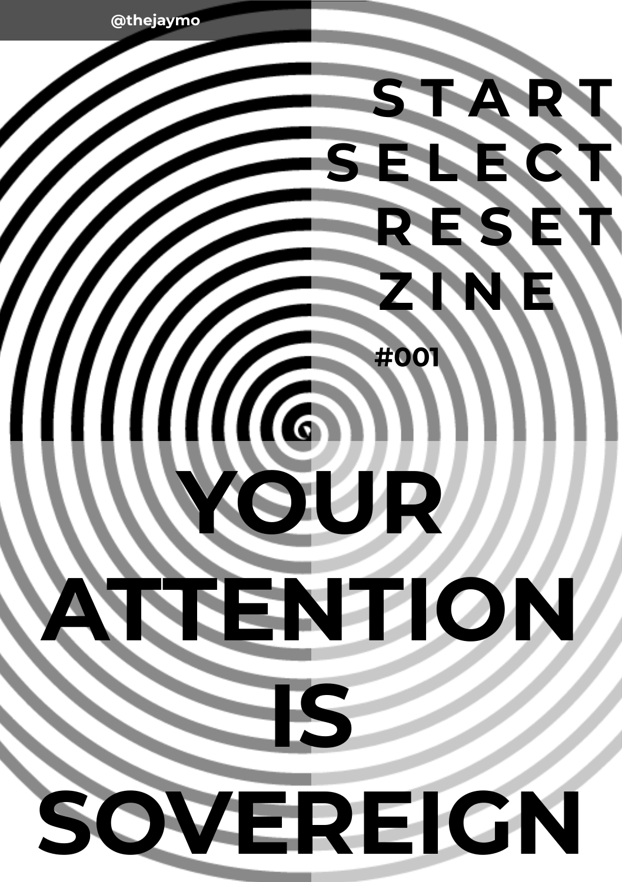@thejaymo

# START SELECT RESET ZINE

#001

# YOUR ATTENTION IS SOVEREIGN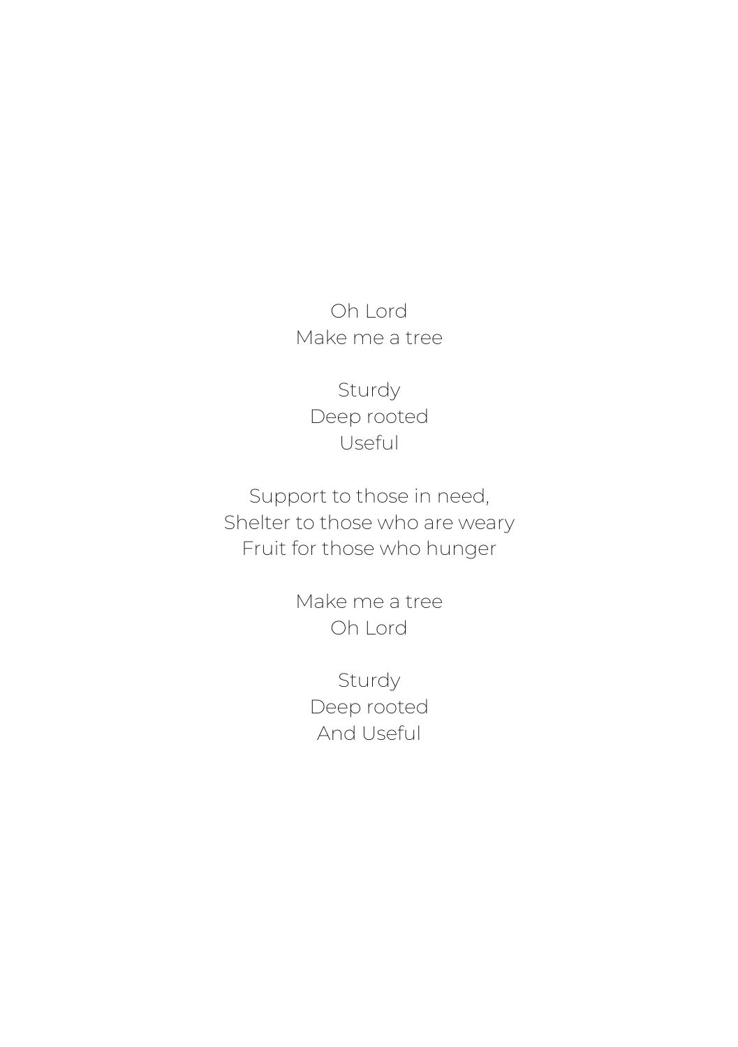Oh Lord  
Make me a tree

Sturdy  
Deep rooted  
Useful

Support to those in need,  
Shelter to those who are weary  
Fruit for those who hunger

Make me a tree  
Oh Lord

Sturdy  
Deep rooted  
And Useful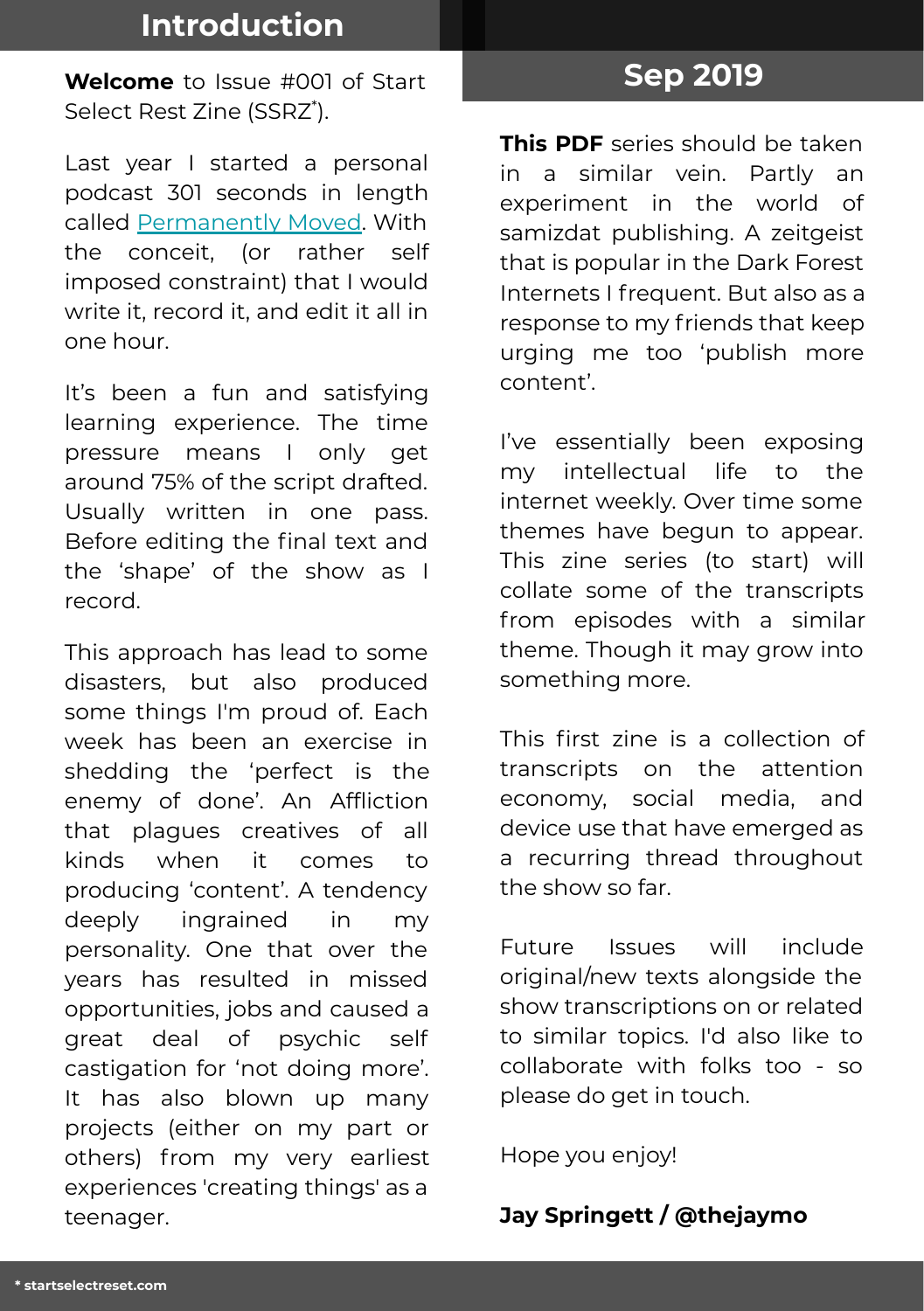# Introduction

**Welcome** to Issue #001 of Start Select Rest Zine (SSRZ*).

Last year I started a personal podcast 301 seconds in length called [Permanently Moved](). With the conceit, (or rather self imposed constraint) that I would write it, record it, and edit it all in one hour.

It's been a fun and satisfying learning experience. The time pressure means I only get around 75% of the script drafted. Usually written in one pass. Before editing the final text and the 'shape' of the show as I record.

This approach has lead to some disasters, but also produced some things I'm proud of. Each week has been an exercise in shedding the 'perfect is the enemy of done'. An Affliction that plagues creatives of all kinds when it comes to producing 'content'. A tendency deeply ingrained in my personality. One that over the years has resulted in missed opportunities, jobs and caused a great deal of psychic self castigation for 'not doing more'. It has also blown up many projects (either on my part or others) from my very earliest experiences 'creating things' as a teenager.

## Sep 2019

**This PDF** series should be taken in a similar vein. Partly an experiment in the world of samizdat publishing. A zeitgeist that is popular in the Dark Forest Internets I frequent. But also as a response to my friends that keep urging me too 'publish more content'.

I've essentially been exposing my intellectual life to the internet weekly. Over time some themes have begun to appear. This zine series (to start) will collate some of the transcripts from episodes with a similar theme. Though it may grow into something more.

This first zine is a collection of transcripts on the attention economy, social media, and device use that have emerged as a recurring thread throughout the show so far.

Future Issues will include original/new texts alongside the show transcriptions on or related to similar topics. I'd also like to collaborate with folks too - so please do get in touch.

Hope you enjoy!

**Jay Springett / @thejaymo**

\* startselectreset.com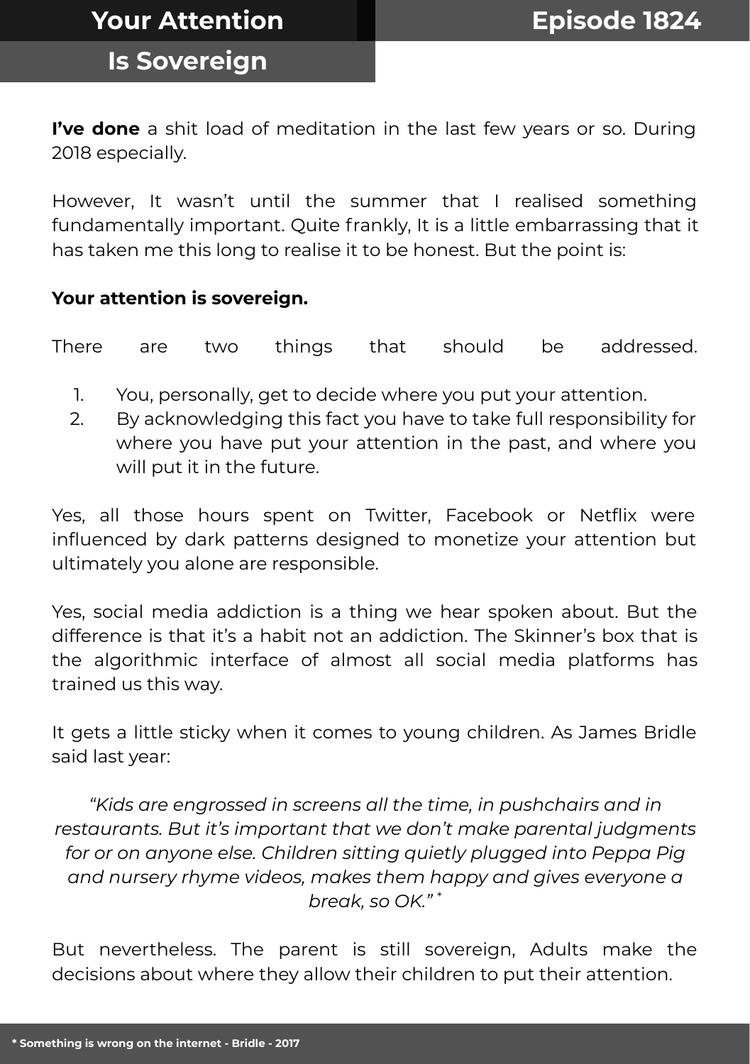# Your Attention Is Sovereign

**I've done** a shit load of meditation in the last few years or so. During 2018 especially.

However, It wasn't until the summer that I realised something fundamentally important. Quite frankly, It is a little embarrassing that it has taken me this long to realise it to be honest. But the point is:

**Your attention is sovereign.**

There are two things that should be addressed.

1. You, personally, get to decide where you put your attention.
2. By acknowledging this fact you have to take full responsibility for where you have put your attention in the past, and where you will put it in the future.

Yes, all those hours spent on Twitter, Facebook or Netflix were influenced by dark patterns designed to monetize your attention but ultimately you alone are responsible.

Yes, social media addiction is a thing we hear spoken about. But the difference is that it's a habit not an addiction. The Skinner's box that is the algorithmic interface of almost all social media platforms has trained us this way.

It gets a little sticky when it comes to young children. As James Bridle said last year:

> *"Kids are engrossed in screens all the time, in pushchairs and in restaurants. But it's important that we don't make parental judgments for or on anyone else. Children sitting quietly plugged into Peppa Pig and nursery rhyme videos, makes them happy and gives everyone a break, so OK."* *

But nevertheless. The parent is still sovereign, Adults make the decisions about where they allow their children to put their attention.

**\* Something is wrong on the internet - Bridle - 2017**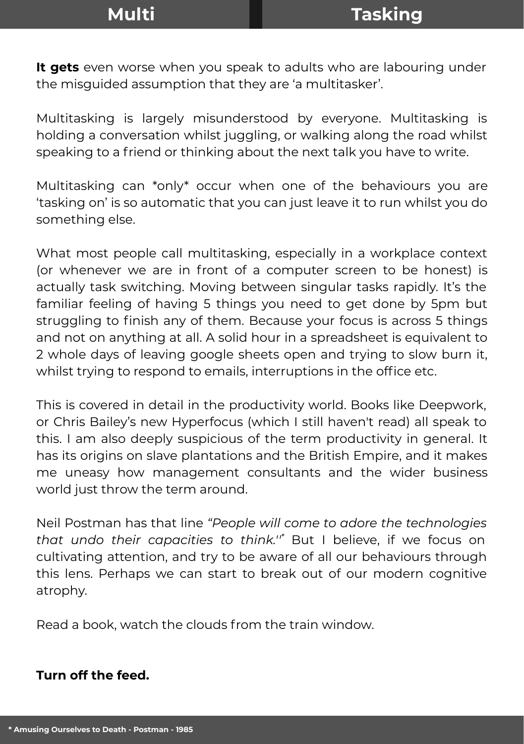# Multi Tasking

**It gets** even worse when you speak to adults who are labouring under the misguided assumption that they are ‘a multitasker’.

Multitasking is largely misunderstood by everyone. Multitasking is holding a conversation whilst juggling, or walking along the road whilst speaking to a friend or thinking about the next talk you have to write.

Multitasking can *only* occur when one of the behaviours you are ‘tasking on’ is so automatic that you can just leave it to run whilst you do something else.

What most people call multitasking, especially in a workplace context (or whenever we are in front of a computer screen to be honest) is actually task switching. Moving between singular tasks rapidly. It’s the familiar feeling of having 5 things you need to get done by 5pm but struggling to finish any of them. Because your focus is across 5 things and not on anything at all. A solid hour in a spreadsheet is equivalent to 2 whole days of leaving google sheets open and trying to slow burn it, whilst trying to respond to emails, interruptions in the office etc.

This is covered in detail in the productivity world. Books like Deepwork, or Chris Bailey’s new Hyperfocus (which I still haven't read) all speak to this. I am also deeply suspicious of the term productivity in general. It has its origins on slave plantations and the British Empire, and it makes me uneasy how management consultants and the wider business world just throw the term around.

Neil Postman has that line *“People will come to adore the technologies that undo their capacities to think.”*[*] But I believe, if we focus on cultivating attention, and try to be aware of all our behaviours through this lens. Perhaps we can start to break out of our modern cognitive atrophy.

Read a book, watch the clouds from the train window.

**Turn off the feed.**

**\* Amusing Ourselves to Death - Postman - 1985**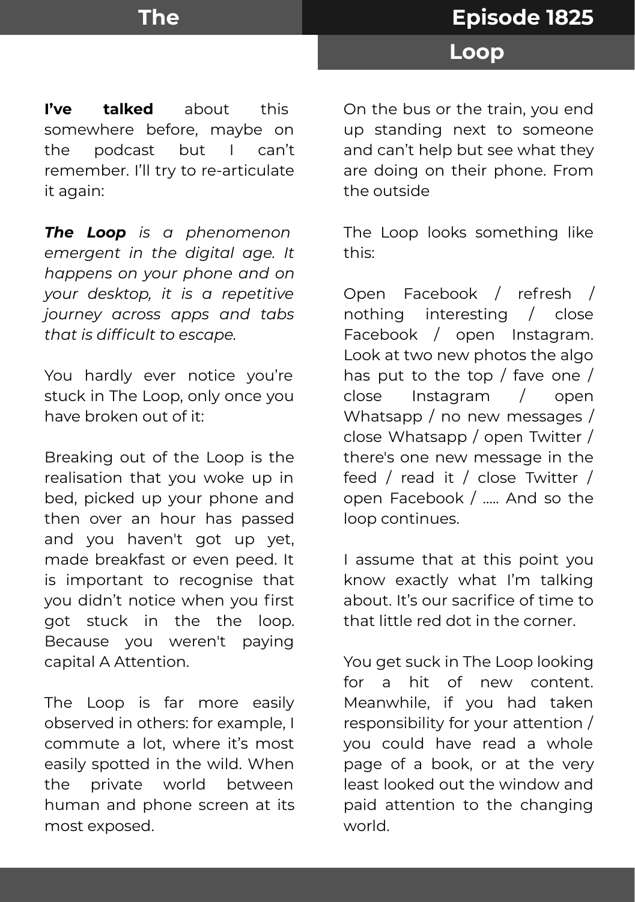# The Loop

## Episode 1825

**I've talked** about this somewhere before, maybe on the podcast but I can't remember. I'll try to re-articulate it again:

***The Loop*** *is a phenomenon emergent in the digital age. It happens on your phone and on your desktop, it is a repetitive journey across apps and tabs that is difficult to escape.*

You hardly ever notice you're stuck in The Loop, only once you have broken out of it:

Breaking out of the Loop is the realisation that you woke up in bed, picked up your phone and then over an hour has passed and you haven't got up yet, made breakfast or even peed. It is important to recognise that you didn't notice when you first got stuck in the the loop. Because you weren't paying capital A Attention.

The Loop is far more easily observed in others: for example, I commute a lot, where it's most easily spotted in the wild. When the private world between human and phone screen at its most exposed.

On the bus or the train, you end up standing next to someone and can't help but see what they are doing on their phone. From the outside

The Loop looks something like this:

Open Facebook / refresh / nothing interesting / close Facebook / open Instagram. Look at two new photos the algo has put to the top / fave one / close Instagram / open Whatsapp / no new messages / close Whatsapp / open Twitter / there's one new message in the feed / read it / close Twitter / open Facebook / ..... And so the loop continues.

I assume that at this point you know exactly what I'm talking about. It's our sacrifice of time to that little red dot in the corner.

You get suck in The Loop looking for a hit of new content. Meanwhile, if you had taken responsibility for your attention / you could have read a whole page of a book, or at the very least looked out the window and paid attention to the changing world.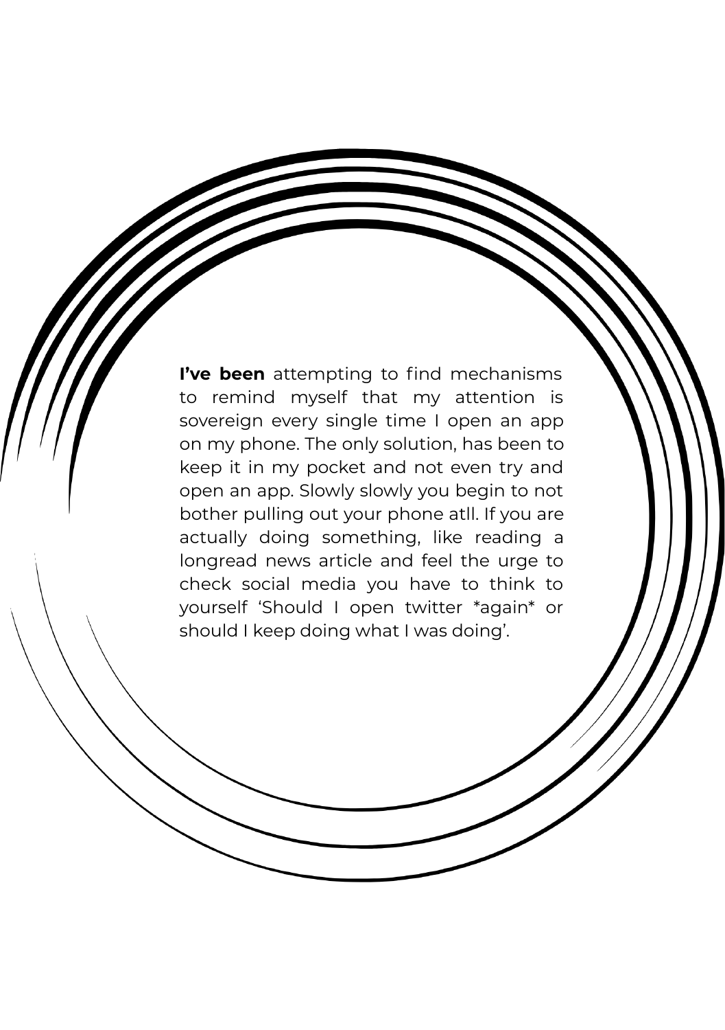**I've been** attempting to find mechanisms to remind myself that my attention is sovereign every single time I open an app on my phone. The only solution, has been to keep it in my pocket and not even try and open an app. Slowly slowly you begin to not bother pulling out your phone atll. If you are actually doing something, like reading a longread news article and feel the urge to check social media you have to think to yourself 'Should I open twitter *again* or should I keep doing what I was doing'.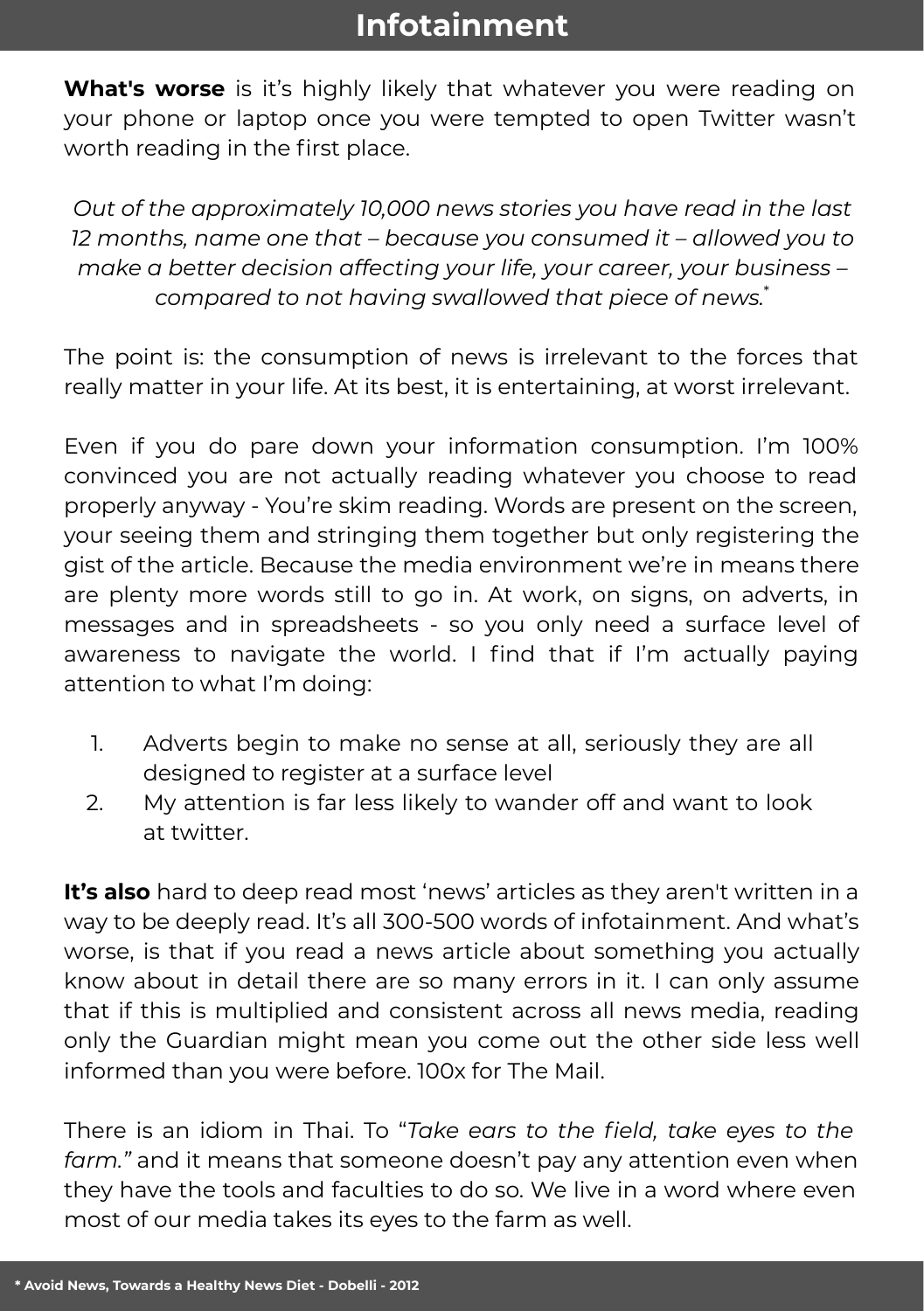# Infotainment

**What's worse** is it's highly likely that whatever you were reading on your phone or laptop once you were tempted to open Twitter wasn't worth reading in the first place.

*Out of the approximately 10,000 news stories you have read in the last 12 months, name one that – because you consumed it – allowed you to make a better decision affecting your life, your career, your business – compared to not having swallowed that piece of news.*[*]

The point is: the consumption of news is irrelevant to the forces that really matter in your life. At its best, it is entertaining, at worst irrelevant.

Even if you do pare down your information consumption. I'm 100% convinced you are not actually reading whatever you choose to read properly anyway - You're skim reading. Words are present on the screen, your seeing them and stringing them together but only registering the gist of the article. Because the media environment we're in means there are plenty more words still to go in. At work, on signs, on adverts, in messages and in spreadsheets - so you only need a surface level of awareness to navigate the world. I find that if I'm actually paying attention to what I'm doing:

1. Adverts begin to make no sense at all, seriously they are all designed to register at a surface level
2. My attention is far less likely to wander off and want to look at twitter.

**It's also** hard to deep read most 'news' articles as they aren't written in a way to be deeply read. It's all 300-500 words of infotainment. And what's worse, is that if you read a news article about something you actually know about in detail there are so many errors in it. I can only assume that if this is multiplied and consistent across all news media, reading only the Guardian might mean you come out the other side less well informed than you were before. 100x for The Mail.

There is an idiom in Thai. To "*Take ears to the field, take eyes to the farm.*" and it means that someone doesn't pay any attention even when they have the tools and faculties to do so. We live in a word where even most of our media takes its eyes to the farm as well.

**\* Avoid News, Towards a Healthy News Diet - Dobelli - 2012**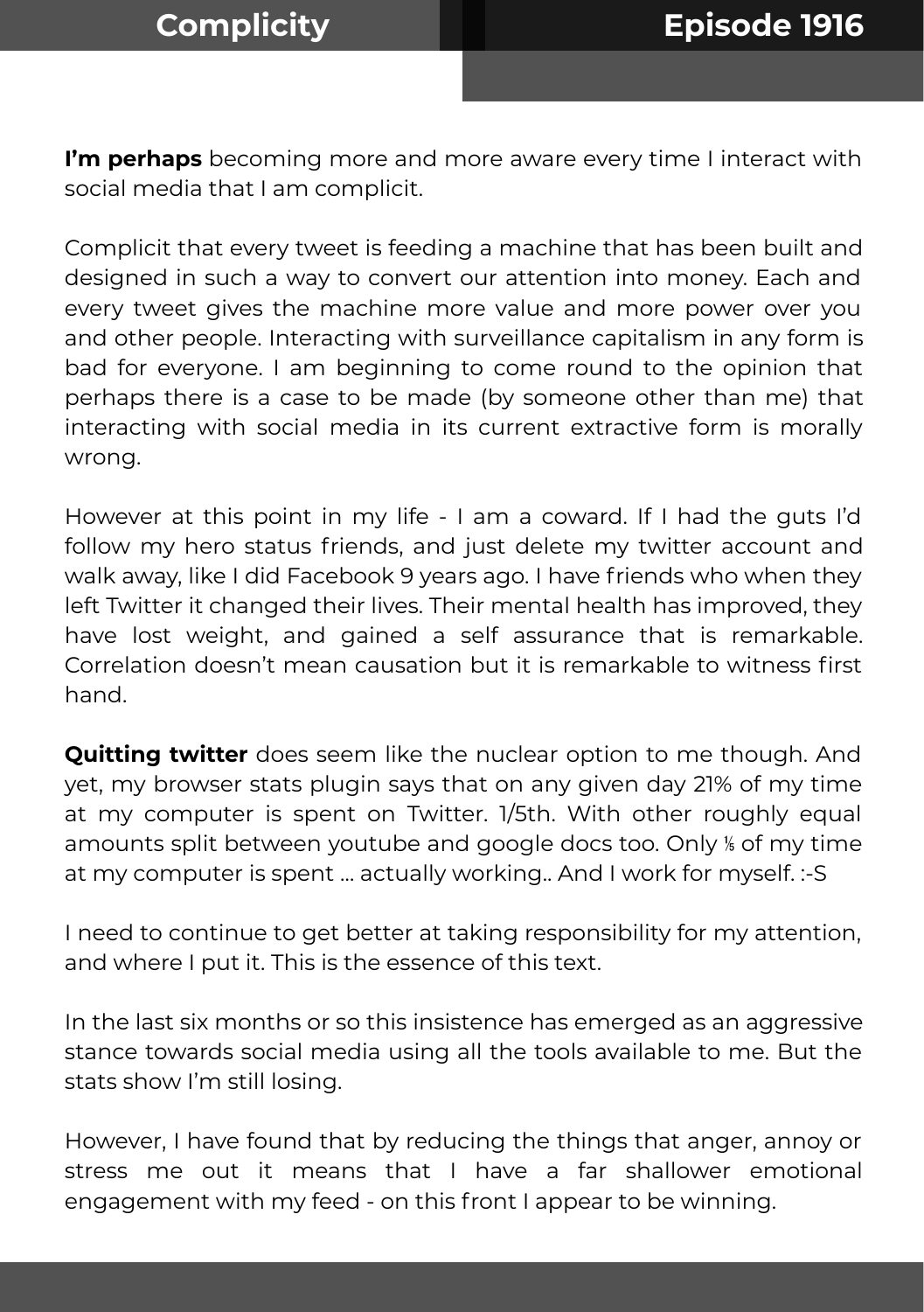## Complicity

## Episode 1916

**I'm perhaps** becoming more and more aware every time I interact with social media that I am complicit.

Complicit that every tweet is feeding a machine that has been built and designed in such a way to convert our attention into money. Each and every tweet gives the machine more value and more power over you and other people. Interacting with surveillance capitalism in any form is bad for everyone. I am beginning to come round to the opinion that perhaps there is a case to be made (by someone other than me) that interacting with social media in its current extractive form is morally wrong.

However at this point in my life - I am a coward. If I had the guts I'd follow my hero status friends, and just delete my twitter account and walk away, like I did Facebook 9 years ago. I have friends who when they left Twitter it changed their lives. Their mental health has improved, they have lost weight, and gained a self assurance that is remarkable. Correlation doesn't mean causation but it is remarkable to witness first hand.

**Quitting twitter** does seem like the nuclear option to me though. And yet, my browser stats plugin says that on any given day 21% of my time at my computer is spent on Twitter. 1/5th. With other roughly equal amounts split between youtube and google docs too. Only ⅕ of my time at my computer is spent … actually working.. And I work for myself. :-S

I need to continue to get better at taking responsibility for my attention, and where I put it. This is the essence of this text.

In the last six months or so this insistence has emerged as an aggressive stance towards social media using all the tools available to me. But the stats show I'm still losing.

However, I have found that by reducing the things that anger, annoy or stress me out it means that I have a far shallower emotional engagement with my feed - on this front I appear to be winning.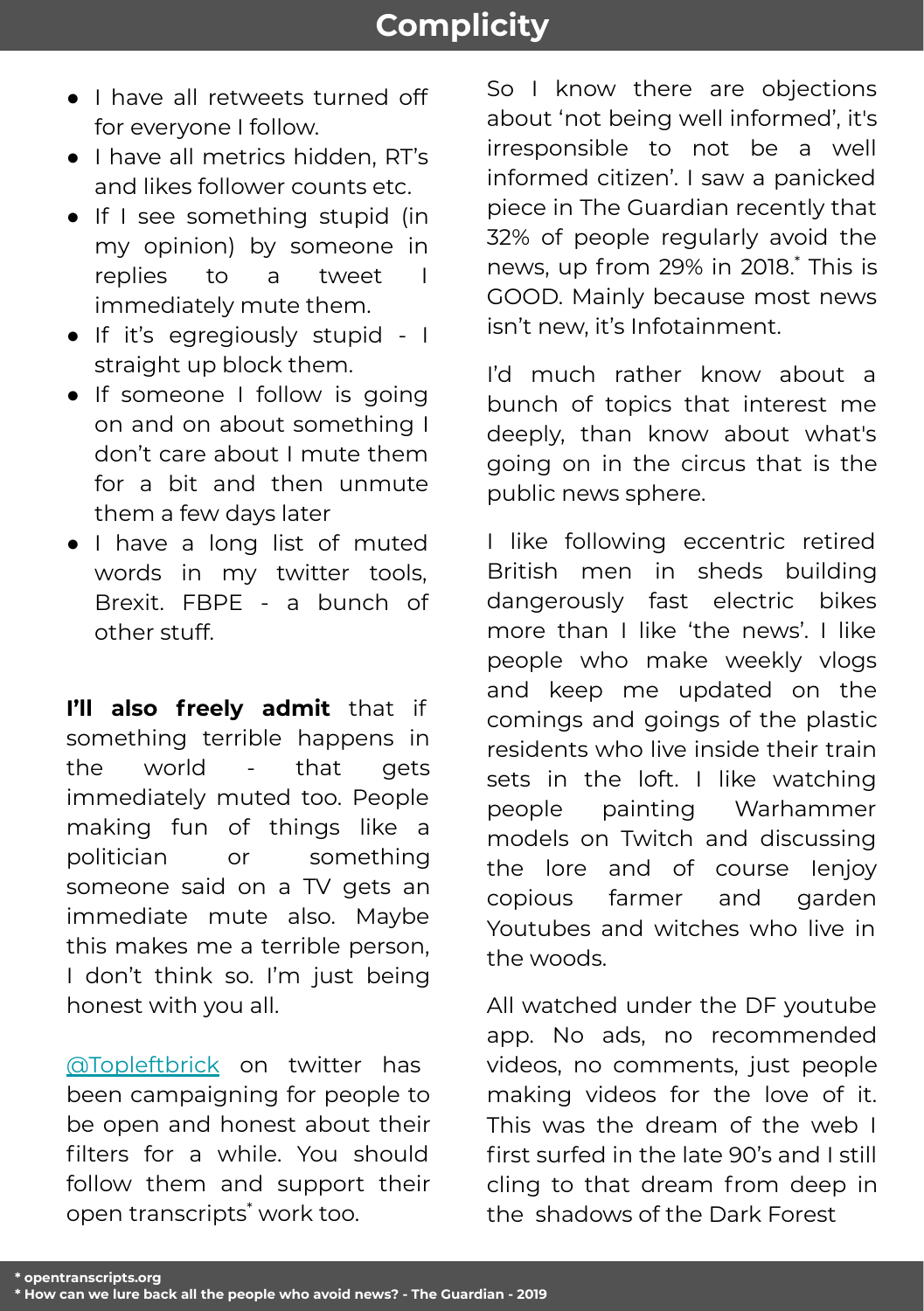# Complicity

- I have all retweets turned off for everyone I follow.
- I have all metrics hidden, RT's and likes follower counts etc.
- If I see something stupid (in my opinion) by someone in replies to a tweet I immediately mute them.
- If it's egregiously stupid - I straight up block them.
- If someone I follow is going on and on about something I don't care about I mute them for a bit and then unmute them a few days later
- I have a long list of muted words in my twitter tools, Brexit. FBPE - a bunch of other stuff.

**I'll also freely admit** that if something terrible happens in the world - that gets immediately muted too. People making fun of things like a politician or something someone said on a TV gets an immediate mute also. Maybe this makes me a terrible person, I don't think so. I'm just being honest with you all.

@Topleftbrick on twitter has been campaigning for people to be open and honest about their filters for a while. You should follow them and support their open transcripts[*] work too.

So I know there are objections about 'not being well informed', it's irresponsible to not be a well informed citizen'. I saw a panicked piece in The Guardian recently that 32% of people regularly avoid the news, up from 29% in 2018.[*] This is GOOD. Mainly because most news isn't new, it's Infotainment.

I'd much rather know about a bunch of topics that interest me deeply, than know about what's going on in the circus that is the public news sphere.

I like following eccentric retired British men in sheds building dangerously fast electric bikes more than I like 'the news'. I like people who make weekly vlogs and keep me updated on the comings and goings of the plastic residents who live inside their train sets in the loft. I like watching people painting Warhammer models on Twitch and discussing the lore and of course Ienjoy copious farmer and garden Youtubes and witches who live in the woods.

All watched under the DF youtube app. No ads, no recommended videos, no comments, just people making videos for the love of it. This was the dream of the web I first surfed in the late 90's and I still cling to that dream from deep in the shadows of the Dark Forest

**\* opentranscripts.org**
**\* How can we lure back all the people who avoid news? - The Guardian - 2019**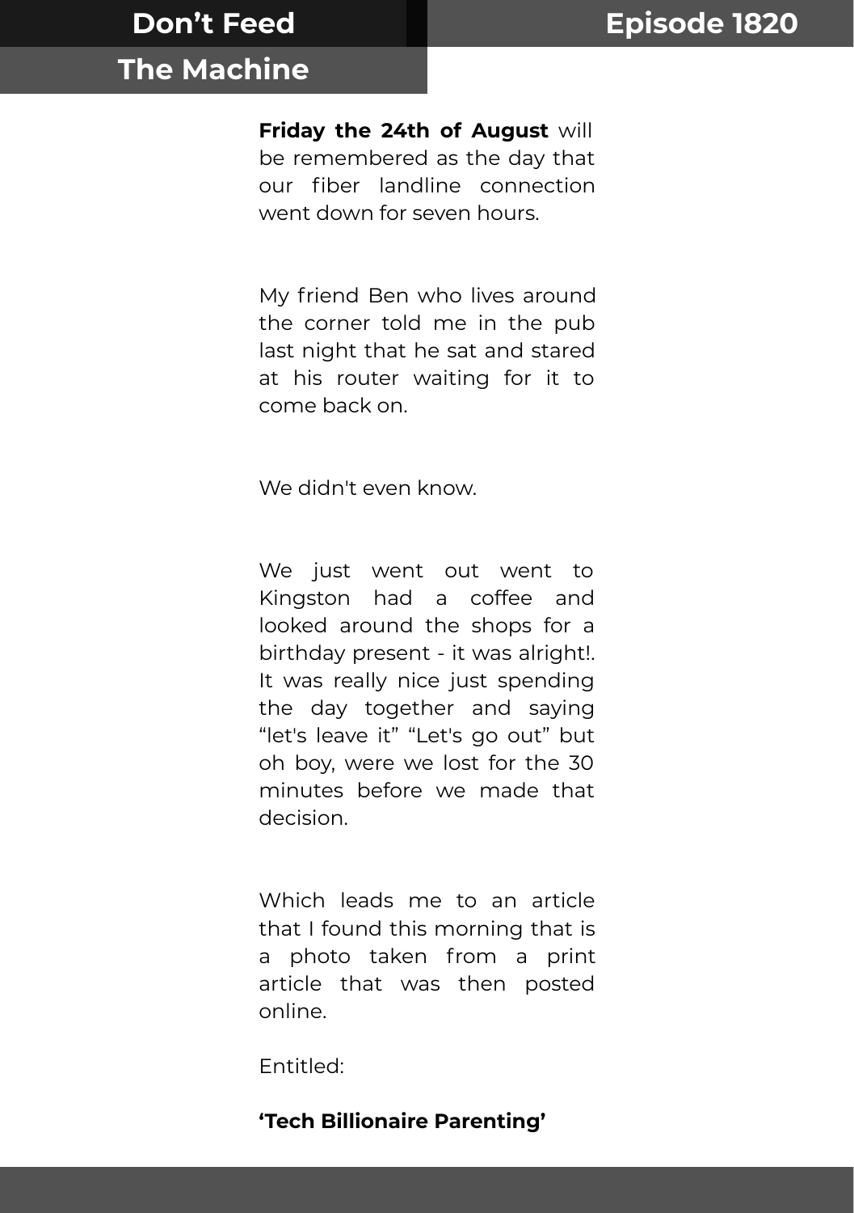**Friday the 24th of August** will be remembered as the day that our fiber landline connection went down for seven hours.

My friend Ben who lives around the corner told me in the pub last night that he sat and stared at his router waiting for it to come back on.

We didn't even know.

We just went out went to Kingston had a coffee and looked around the shops for a birthday present - it was alright!. It was really nice just spending the day together and saying “let's leave it” “Let's go out” but oh boy, were we lost for the 30 minutes before we made that decision.

Which leads me to an article that I found this morning that is a photo taken from a print article that was then posted online.

Entitled:

**‘Tech Billionaire Parenting’**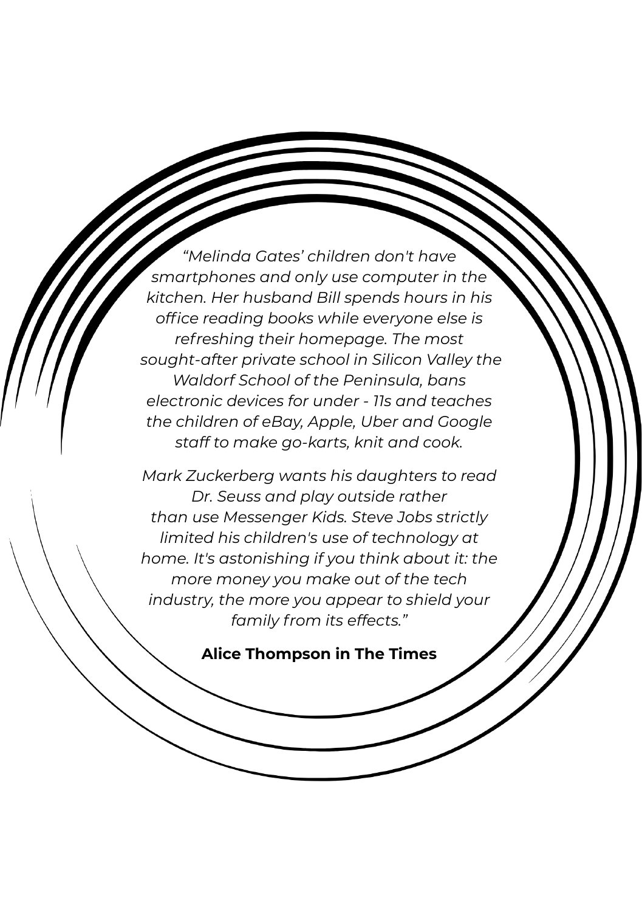*“Melinda Gates’ children don't have smartphones and only use computer in the kitchen. Her husband Bill spends hours in his office reading books while everyone else is refreshing their homepage. The most sought-after private school in Silicon Valley the Waldorf School of the Peninsula, bans electronic devices for under - 11s and teaches the children of eBay, Apple, Uber and Google staff to make go-karts, knit and cook.*

*Mark Zuckerberg wants his daughters to read Dr. Seuss and play outside rather than use Messenger Kids. Steve Jobs strictly limited his children's use of technology at home. It's astonishing if you think about it: the more money you make out of the tech industry, the more you appear to shield your family from its effects.”*

**Alice Thompson in The Times**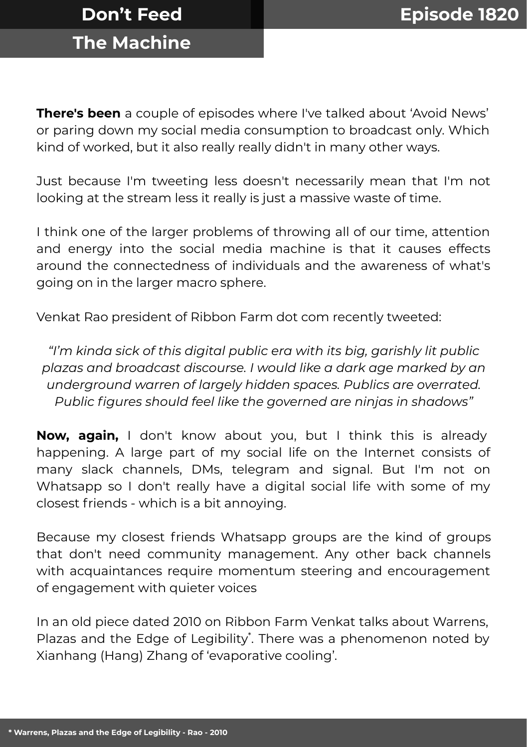# Don't Feed The Machine

## Episode 1820

**There's been** a couple of episodes where I've talked about 'Avoid News' or paring down my social media consumption to broadcast only. Which kind of worked, but it also really really didn't in many other ways.

Just because I'm tweeting less doesn't necessarily mean that I'm not looking at the stream less it really is just a massive waste of time.

I think one of the larger problems of throwing all of our time, attention and energy into the social media machine is that it causes effects around the connectedness of individuals and the awareness of what's going on in the larger macro sphere.

Venkat Rao president of Ribbon Farm dot com recently tweeted:

> *"I'm kinda sick of this digital public era with its big, garishly lit public plazas and broadcast discourse. I would like a dark age marked by an underground warren of largely hidden spaces. Publics are overrated. Public figures should feel like the governed are ninjas in shadows"*

**Now, again,** I don't know about you, but I think this is already happening. A large part of my social life on the Internet consists of many slack channels, DMs, telegram and signal. But I'm not on Whatsapp so I don't really have a digital social life with some of my closest friends - which is a bit annoying.

Because my closest friends Whatsapp groups are the kind of groups that don't need community management. Any other back channels with acquaintances require momentum steering and encouragement of engagement with quieter voices

In an old piece dated 2010 on Ribbon Farm Venkat talks about Warrens, Plazas and the Edge of Legibility*. There was a phenomenon noted by Xianhang (Hang) Zhang of 'evaporative cooling'.

* Warrens, Plazas and the Edge of Legibility - Rao - 2010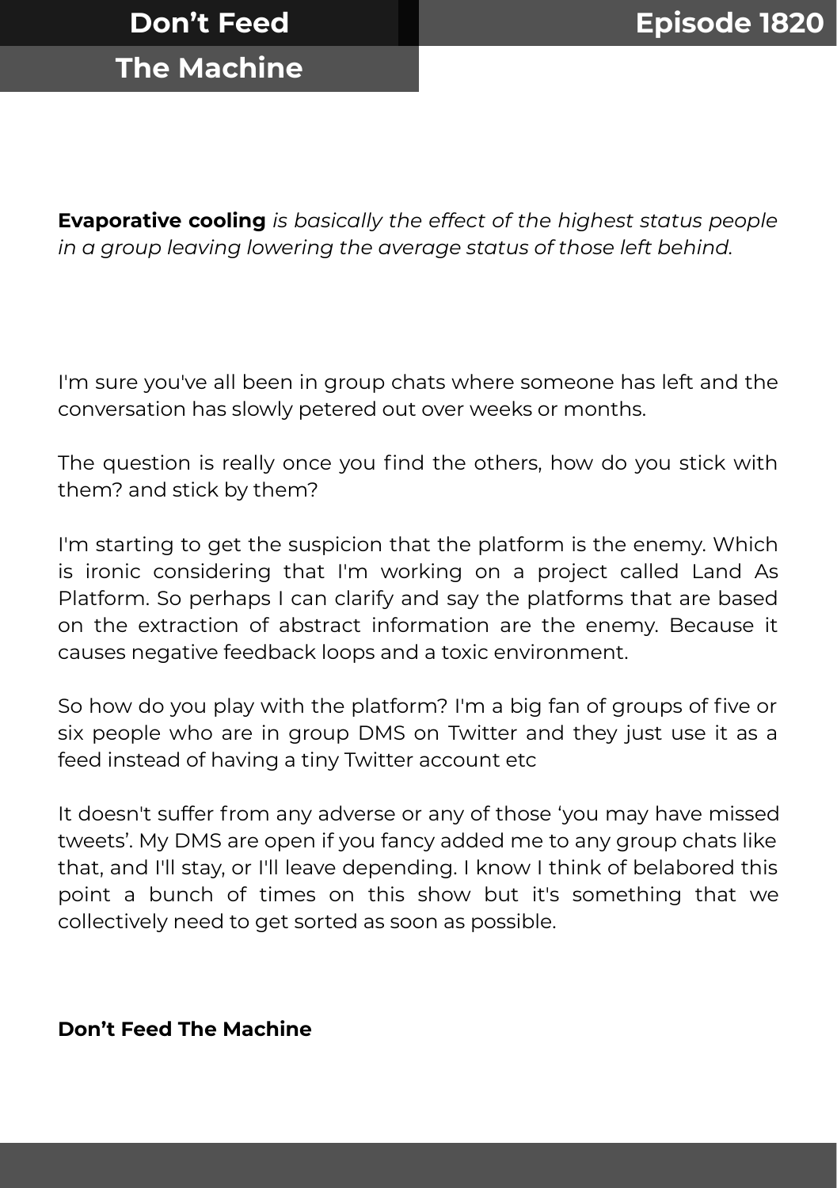# Don't Feed The Machine

## Episode 1820

**Evaporative cooling** *is basically the effect of the highest status people in a group leaving lowering the average status of those left behind.*

I'm sure you've all been in group chats where someone has left and the conversation has slowly petered out over weeks or months.

The question is really once you find the others, how do you stick with them? and stick by them?

I'm starting to get the suspicion that the platform is the enemy. Which is ironic considering that I'm working on a project called Land As Platform. So perhaps I can clarify and say the platforms that are based on the extraction of abstract information are the enemy. Because it causes negative feedback loops and a toxic environment.

So how do you play with the platform? I'm a big fan of groups of five or six people who are in group DMS on Twitter and they just use it as a feed instead of having a tiny Twitter account etc

It doesn't suffer from any adverse or any of those 'you may have missed tweets'. My DMS are open if you fancy added me to any group chats like that, and I'll stay, or I'll leave depending. I know I think of belabored this point a bunch of times on this show but it's something that we collectively need to get sorted as soon as possible.

**Don't Feed The Machine**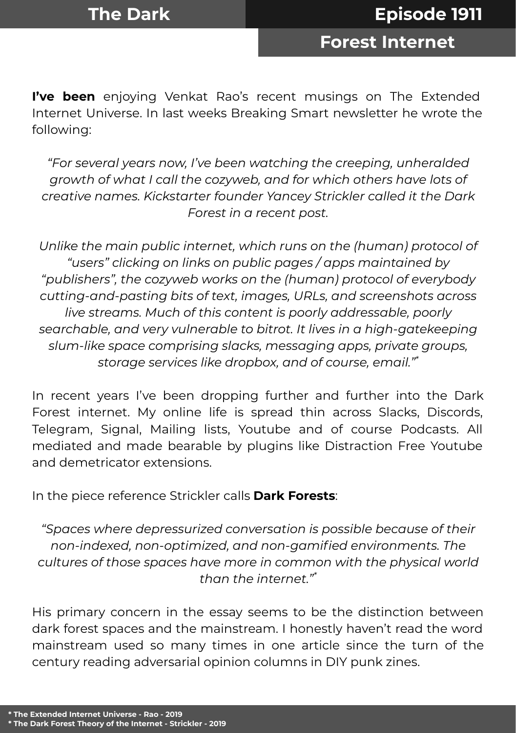# The Dark Forest Internet

## Episode 1911

**I've been** enjoying Venkat Rao's recent musings on The Extended Internet Universe. In last weeks Breaking Smart newsletter he wrote the following:

> *"For several years now, I've been watching the creeping, unheralded growth of what I call the cozyweb, and for which others have lots of creative names. Kickstarter founder Yancey Strickler called it the Dark Forest in a recent post.*
>
> *Unlike the main public internet, which runs on the (human) protocol of "users" clicking on links on public pages / apps maintained by "publishers", the cozyweb works on the (human) protocol of everybody cutting-and-pasting bits of text, images, URLs, and screenshots across live streams. Much of this content is poorly addressable, poorly searchable, and very vulnerable to bitrot. It lives in a high-gatekeeping slum-like space comprising slacks, messaging apps, private groups, storage services like dropbox, and of course, email."*[*]

In recent years I've been dropping further and further into the Dark Forest internet. My online life is spread thin across Slacks, Discords, Telegram, Signal, Mailing lists, Youtube and of course Podcasts. All mediated and made bearable by plugins like Distraction Free Youtube and demetricator extensions.

In the piece reference Strickler calls **Dark Forests**:

> *"Spaces where depressurized conversation is possible because of their non-indexed, non-optimized, and non-gamified environments. The cultures of those spaces have more in common with the physical world than the internet."*[*]

His primary concern in the essay seems to be the distinction between dark forest spaces and the mainstream. I honestly haven't read the word mainstream used so many times in one article since the turn of the century reading adversarial opinion columns in DIY punk zines.

**\* The Extended Internet Universe - Rao - 2019**
**\* The Dark Forest Theory of the Internet - Strickler - 2019**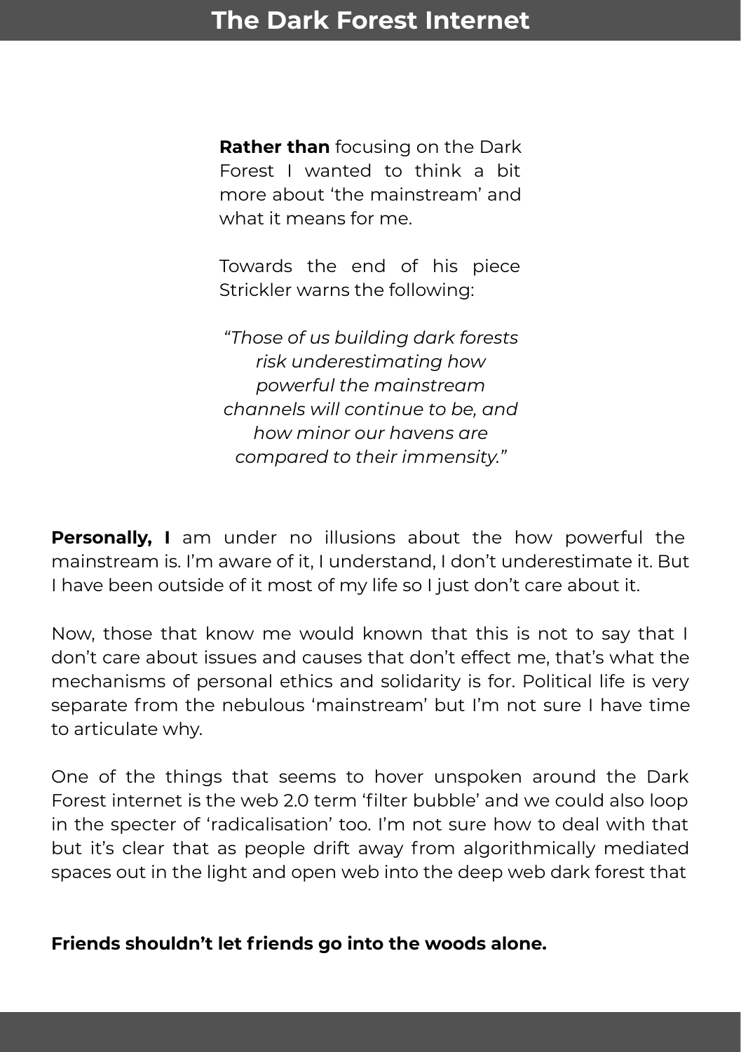**Rather than** focusing on the Dark Forest I wanted to think a bit more about 'the mainstream' and what it means for me.

Towards the end of his piece Strickler warns the following:

*"Those of us building dark forests risk underestimating how powerful the mainstream channels will continue to be, and how minor our havens are compared to their immensity."*

**Personally, I** am under no illusions about the how powerful the mainstream is. I'm aware of it, I understand, I don't underestimate it. But I have been outside of it most of my life so I just don't care about it.

Now, those that know me would known that this is not to say that I don't care about issues and causes that don't effect me, that's what the mechanisms of personal ethics and solidarity is for. Political life is very separate from the nebulous 'mainstream' but I'm not sure I have time to articulate why.

One of the things that seems to hover unspoken around the Dark Forest internet is the web 2.0 term 'filter bubble' and we could also loop in the specter of 'radicalisation' too. I'm not sure how to deal with that but it's clear that as people drift away from algorithmically mediated spaces out in the light and open web into the deep web dark forest that

**Friends shouldn't let friends go into the woods alone.**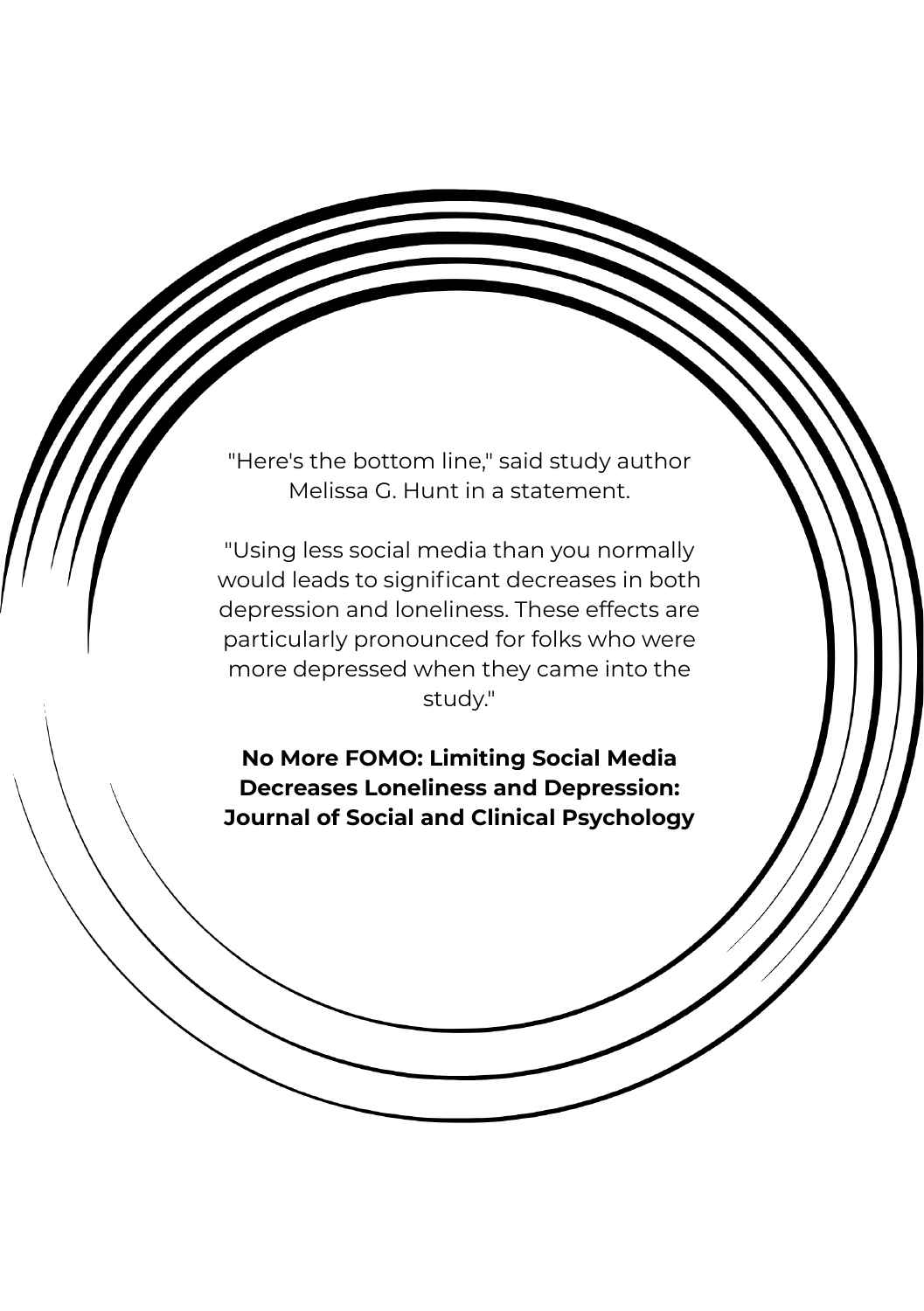"Here's the bottom line," said study author Melissa G. Hunt in a statement.

"Using less social media than you normally would leads to significant decreases in both depression and loneliness. These effects are particularly pronounced for folks who were more depressed when they came into the study."

**No More FOMO: Limiting Social Media Decreases Loneliness and Depression: Journal of Social and Clinical Psychology**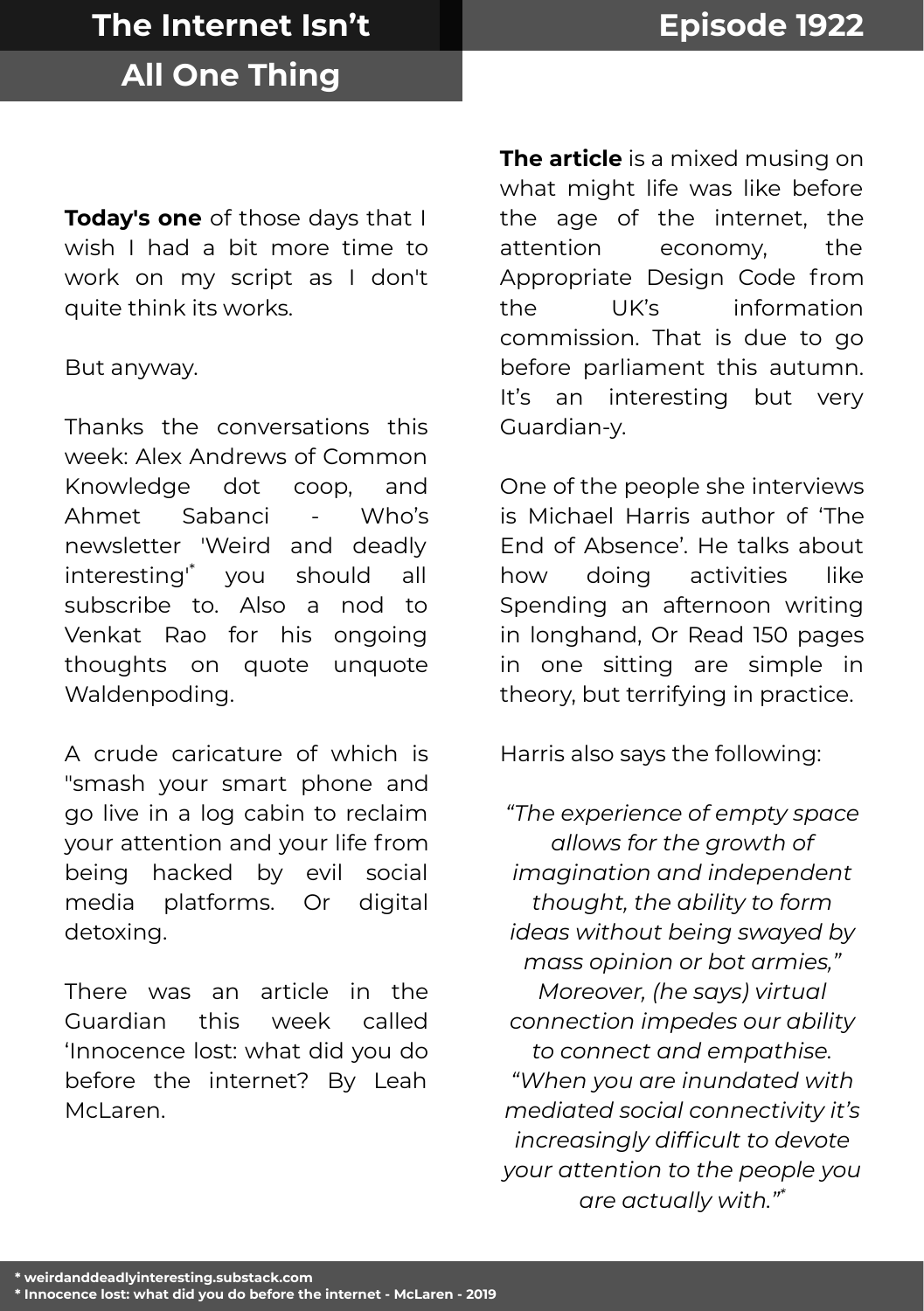# The Internet Isn't All One Thing

## Episode 1922

**Today's one** of those days that I wish I had a bit more time to work on my script as I don't quite think its works.

But anyway.

Thanks the conversations this week: Alex Andrews of Common Knowledge dot coop, and Ahmet Sabanci - Who's newsletter 'Weird and deadly interesting'* you should all subscribe to. Also a nod to Venkat Rao for his ongoing thoughts on quote unquote Waldenpoding.

A crude caricature of which is "smash your smart phone and go live in a log cabin to reclaim your attention and your life from being hacked by evil social media platforms. Or digital detoxing.

There was an article in the Guardian this week called 'Innocence lost: what did you do before the internet? By Leah McLaren.

**The article** is a mixed musing on what might life was like before the age of the internet, the attention economy, the Appropriate Design Code from the UK's information commission. That is due to go before parliament this autumn. It's an interesting but very Guardian-y.

One of the people she interviews is Michael Harris author of 'The End of Absence'. He talks about how doing activities like Spending an afternoon writing in longhand, Or Read 150 pages in one sitting are simple in theory, but terrifying in practice.

Harris also says the following:

*"The experience of empty space allows for the growth of imagination and independent thought, the ability to form ideas without being swayed by mass opinion or bot armies," Moreover, (he says) virtual connection impedes our ability to connect and empathise. "When you are inundated with mediated social connectivity it's increasingly difficult to devote your attention to the people you are actually with."**

**\* weirdanddeadlyinteresting.substack.com**
**\* Innocence lost: what did you do before the internet - McLaren - 2019**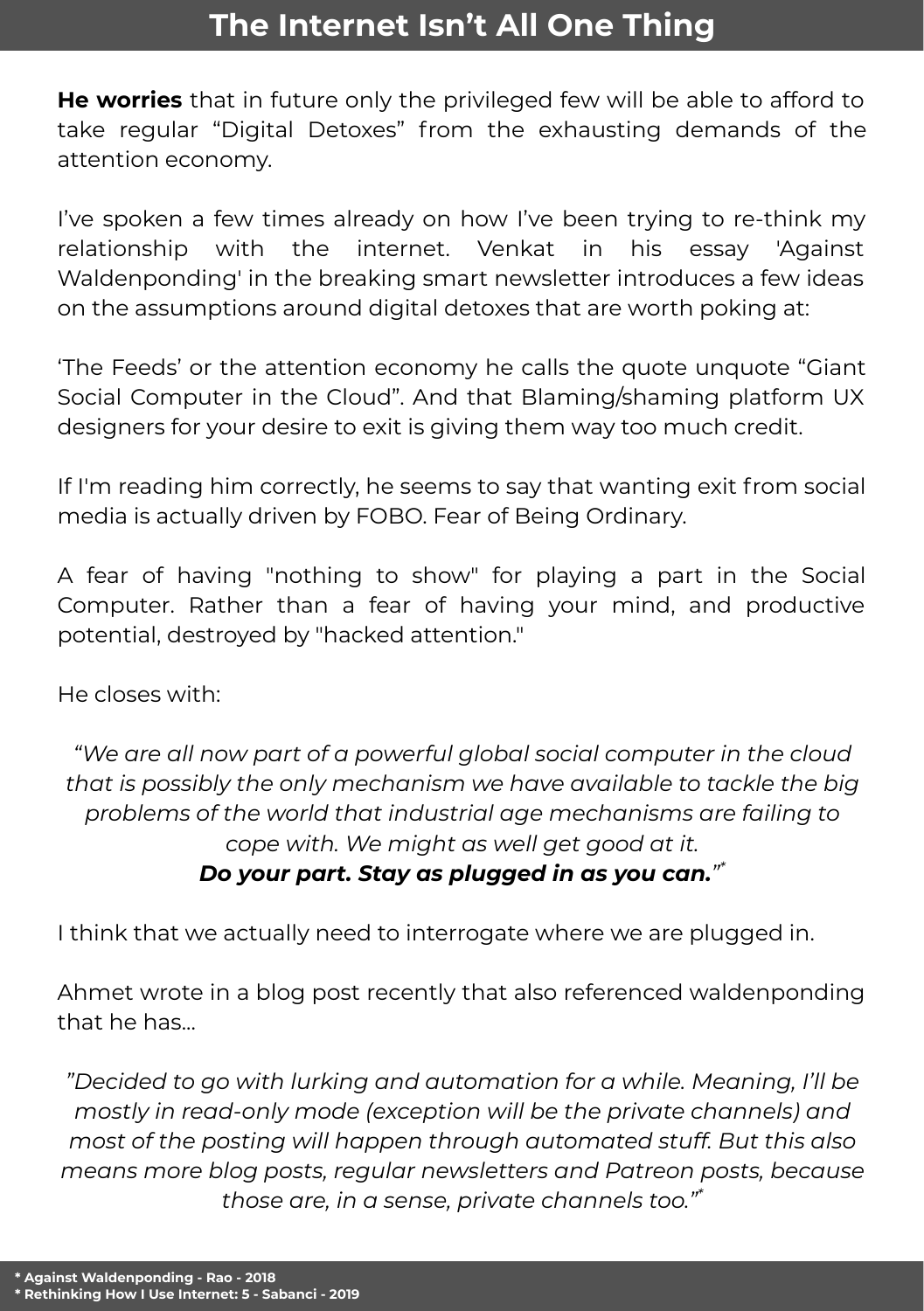# The Internet Isn't All One Thing

**He worries** that in future only the privileged few will be able to afford to take regular "Digital Detoxes" from the exhausting demands of the attention economy.

I've spoken a few times already on how I've been trying to re-think my relationship with the internet. Venkat in his essay 'Against Waldenponding' in the breaking smart newsletter introduces a few ideas on the assumptions around digital detoxes that are worth poking at:

'The Feeds' or the attention economy he calls the quote unquote "Giant Social Computer in the Cloud". And that Blaming/shaming platform UX designers for your desire to exit is giving them way too much credit.

If I'm reading him correctly, he seems to say that wanting exit from social media is actually driven by FOBO. Fear of Being Ordinary.

A fear of having "nothing to show" for playing a part in the Social Computer. Rather than a fear of having your mind, and productive potential, destroyed by "hacked attention."

He closes with:

> *"We are all now part of a powerful global social computer in the cloud that is possibly the only mechanism we have available to tackle the big problems of the world that industrial age mechanisms are failing to cope with. We might as well get good at it.*
> ***Do your part. Stay as plugged in as you can."****

I think that we actually need to interrogate where we are plugged in.

Ahmet wrote in a blog post recently that also referenced waldenponding that he has...

> *"Decided to go with lurking and automation for a while. Meaning, I'll be mostly in read-only mode (exception will be the private channels) and most of the posting will happen through automated stuff. But this also means more blog posts, regular newsletters and Patreon posts, because those are, in a sense, private channels too."**

**\* Against Waldenponding - Rao - 2018**
**\* Rethinking How I Use Internet: 5 - Sabanci - 2019**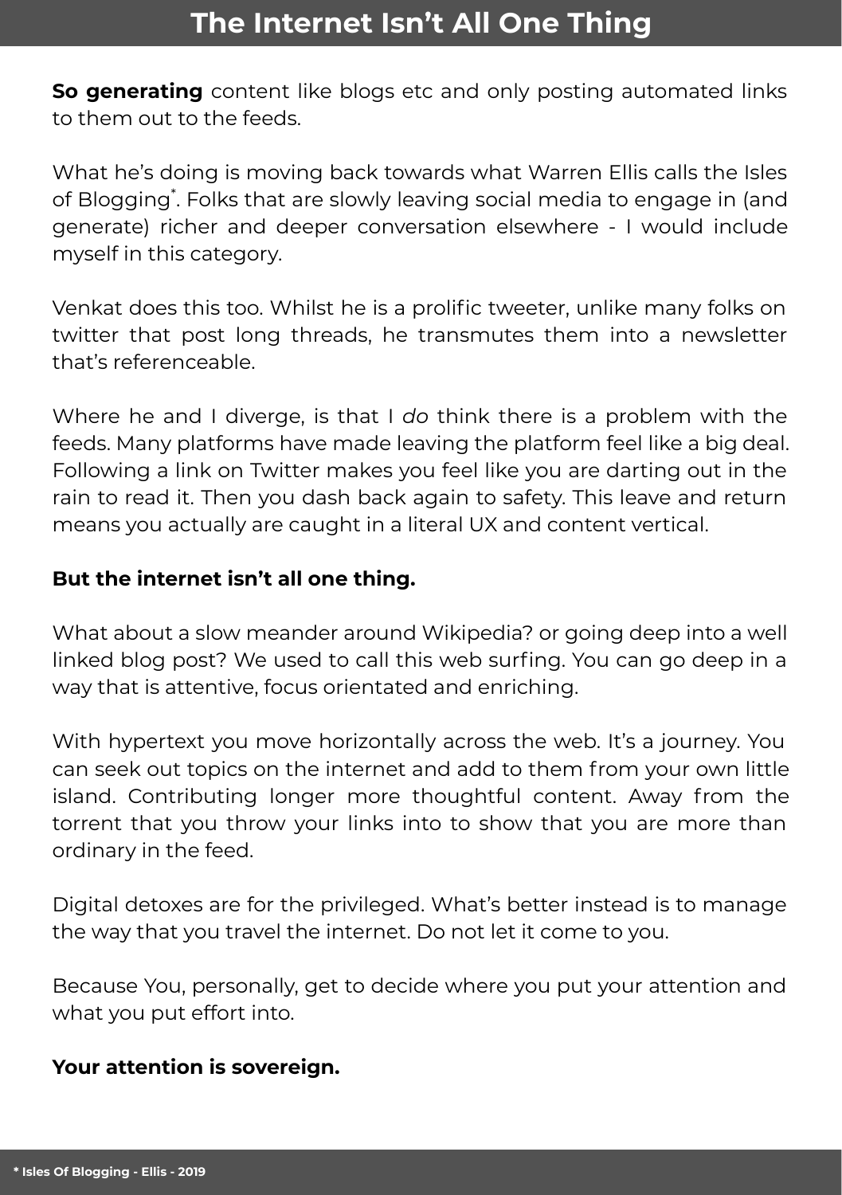# The Internet Isn't All One Thing

**So generating** content like blogs etc and only posting automated links to them out to the feeds.

What he's doing is moving back towards what Warren Ellis calls the Isles of Blogging*. Folks that are slowly leaving social media to engage in (and generate) richer and deeper conversation elsewhere - I would include myself in this category.

Venkat does this too. Whilst he is a prolific tweeter, unlike many folks on twitter that post long threads, he transmutes them into a newsletter that's referenceable.

Where he and I diverge, is that I *do* think there is a problem with the feeds. Many platforms have made leaving the platform feel like a big deal. Following a link on Twitter makes you feel like you are darting out in the rain to read it. Then you dash back again to safety. This leave and return means you actually are caught in a literal UX and content vertical.

**But the internet isn't all one thing.**

What about a slow meander around Wikipedia? or going deep into a well linked blog post? We used to call this web surfing. You can go deep in a way that is attentive, focus orientated and enriching.

With hypertext you move horizontally across the web. It's a journey. You can seek out topics on the internet and add to them from your own little island. Contributing longer more thoughtful content. Away from the torrent that you throw your links into to show that you are more than ordinary in the feed.

Digital detoxes are for the privileged. What's better instead is to manage the way that you travel the internet. Do not let it come to you.

Because You, personally, get to decide where you put your attention and what you put effort into.

**Your attention is sovereign.**

**\* Isles Of Blogging - Ellis - 2019**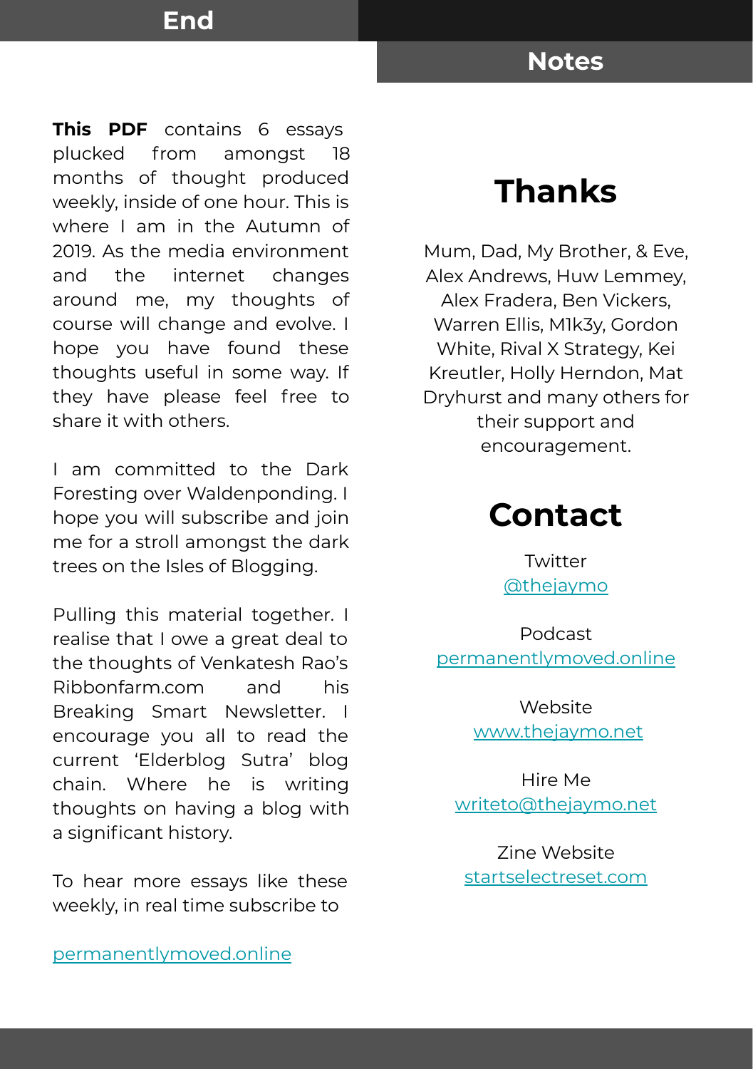## End

**This PDF** contains 6 essays plucked from amongst 18 months of thought produced weekly, inside of one hour. This is where I am in the Autumn of 2019. As the media environment and the internet changes around me, my thoughts of course will change and evolve. I hope you have found these thoughts useful in some way. If they have please feel free to share it with others.

I am committed to the Dark Foresting over Waldenponding. I hope you will subscribe and join me for a stroll amongst the dark trees on the Isles of Blogging.

Pulling this material together. I realise that I owe a great deal to the thoughts of Venkatesh Rao's Ribbonfarm.com and his Breaking Smart Newsletter. I encourage you all to read the current 'Elderblog Sutra' blog chain. Where he is writing thoughts on having a blog with a significant history.

To hear more essays like these weekly, in real time subscribe to

permanentlymoved.online

## Notes

# Thanks

Mum, Dad, My Brother, & Eve, Alex Andrews, Huw Lemmey, Alex Fradera, Ben Vickers, Warren Ellis, M1k3y, Gordon White, Rival X Strategy, Kei Kreutler, Holly Herndon, Mat Dryhurst and many others for their support and encouragement.

# Contact

Twitter
@thejaymo

Podcast
permanentlymoved.online

Website
www.thejaymo.net

Hire Me
writeto@thejaymo.net

Zine Website
startselectreset.com